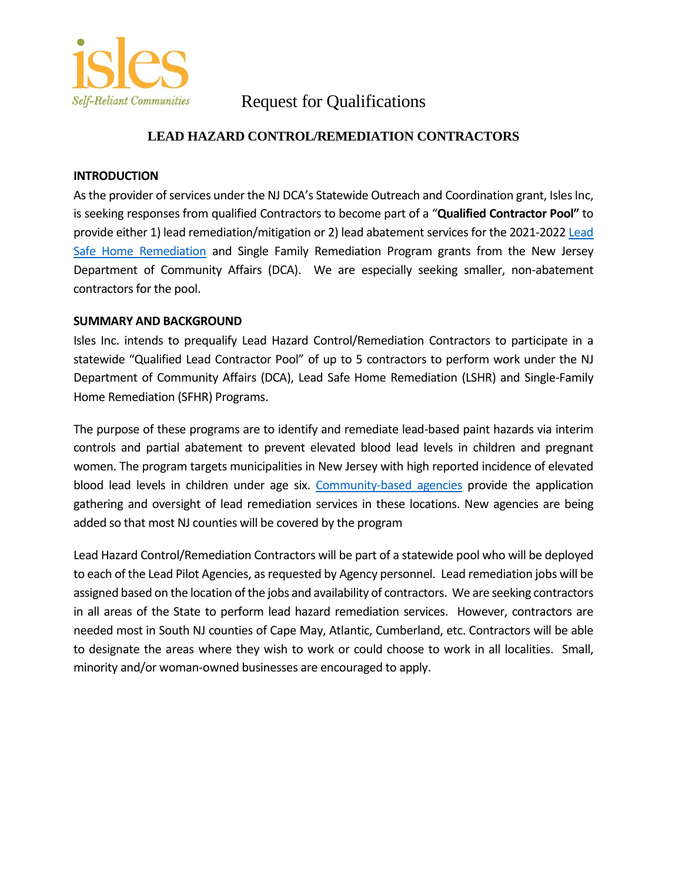isles
*Self-Reliant Communities*

Request for Qualifications

# LEAD HAZARD CONTROL/REMEDIATION CONTRACTORS

## INTRODUCTION

As the provider of services under the NJ DCA's Statewide Outreach and Coordination grant, Isles Inc, is seeking responses from qualified Contractors to become part of a "**Qualified Contractor Pool"** to provide either 1) lead remediation/mitigation or 2) lead abatement services for the 2021-2022 Lead Safe Home Remediation and Single Family Remediation Program grants from the New Jersey Department of Community Affairs (DCA). We are especially seeking smaller, non-abatement contractors for the pool.

## SUMMARY AND BACKGROUND

Isles Inc. intends to prequalify Lead Hazard Control/Remediation Contractors to participate in a statewide "Qualified Lead Contractor Pool" of up to 5 contractors to perform work under the NJ Department of Community Affairs (DCA), Lead Safe Home Remediation (LSHR) and Single-Family Home Remediation (SFHR) Programs.

The purpose of these programs are to identify and remediate lead-based paint hazards via interim controls and partial abatement to prevent elevated blood lead levels in children and pregnant women. The program targets municipalities in New Jersey with high reported incidence of elevated blood lead levels in children under age six. Community-based agencies provide the application gathering and oversight of lead remediation services in these locations. New agencies are being added so that most NJ counties will be covered by the program

Lead Hazard Control/Remediation Contractors will be part of a statewide pool who will be deployed to each of the Lead Pilot Agencies, as requested by Agency personnel. Lead remediation jobs will be assigned based on the location of the jobs and availability of contractors. We are seeking contractors in all areas of the State to perform lead hazard remediation services. However, contractors are needed most in South NJ counties of Cape May, Atlantic, Cumberland, etc. Contractors will be able to designate the areas where they wish to work or could choose to work in all localities. Small, minority and/or woman-owned businesses are encouraged to apply.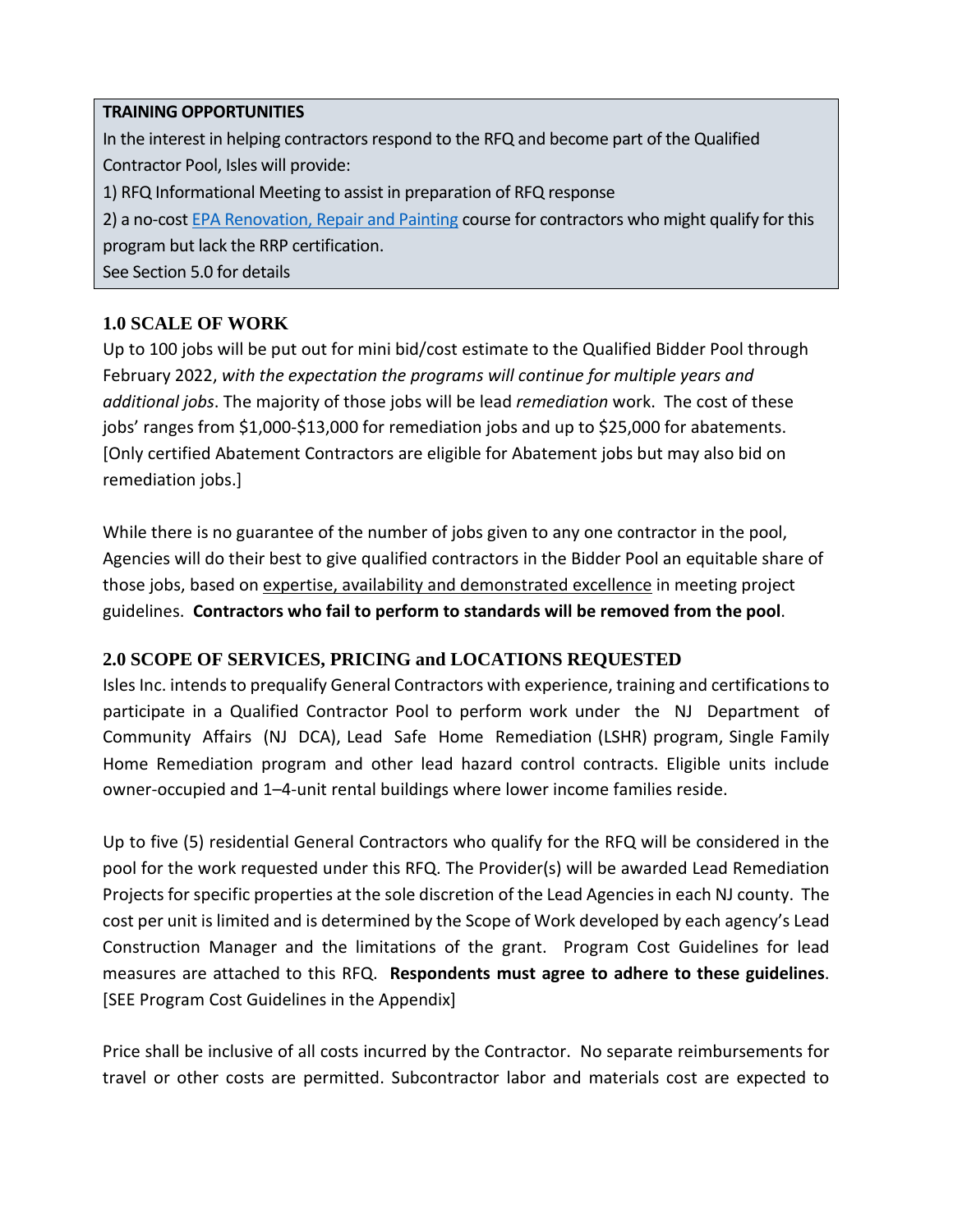**TRAINING OPPORTUNITIES**

In the interest in helping contractors respond to the RFQ and become part of the Qualified Contractor Pool, Isles will provide:

1) RFQ Informational Meeting to assist in preparation of RFQ response

2) a no-cost EPA Renovation, Repair and Painting course for contractors who might qualify for this program but lack the RRP certification.

See Section 5.0 for details

## 1.0 SCALE OF WORK

Up to 100 jobs will be put out for mini bid/cost estimate to the Qualified Bidder Pool through February 2022, *with the expectation the programs will continue for multiple years and additional jobs*. The majority of those jobs will be lead *remediation* work. The cost of these jobs' ranges from $1,000-$13,000 for remediation jobs and up to $25,000 for abatements. [Only certified Abatement Contractors are eligible for Abatement jobs but may also bid on remediation jobs.]

While there is no guarantee of the number of jobs given to any one contractor in the pool, Agencies will do their best to give qualified contractors in the Bidder Pool an equitable share of those jobs, based on expertise, availability and demonstrated excellence in meeting project guidelines. **Contractors who fail to perform to standards will be removed from the pool**.

## 2.0 SCOPE OF SERVICES, PRICING and LOCATIONS REQUESTED

Isles Inc. intends to prequalify General Contractors with experience, training and certifications to participate in a Qualified Contractor Pool to perform work under the NJ Department of Community Affairs (NJ DCA), Lead Safe Home Remediation (LSHR) program, Single Family Home Remediation program and other lead hazard control contracts. Eligible units include owner-occupied and 1–4-unit rental buildings where lower income families reside.

Up to five (5) residential General Contractors who qualify for the RFQ will be considered in the pool for the work requested under this RFQ. The Provider(s) will be awarded Lead Remediation Projects for specific properties at the sole discretion of the Lead Agencies in each NJ county. The cost per unit is limited and is determined by the Scope of Work developed by each agency's Lead Construction Manager and the limitations of the grant. Program Cost Guidelines for lead measures are attached to this RFQ. **Respondents must agree to adhere to these guidelines**. [SEE Program Cost Guidelines in the Appendix]

Price shall be inclusive of all costs incurred by the Contractor. No separate reimbursements for travel or other costs are permitted. Subcontractor labor and materials cost are expected to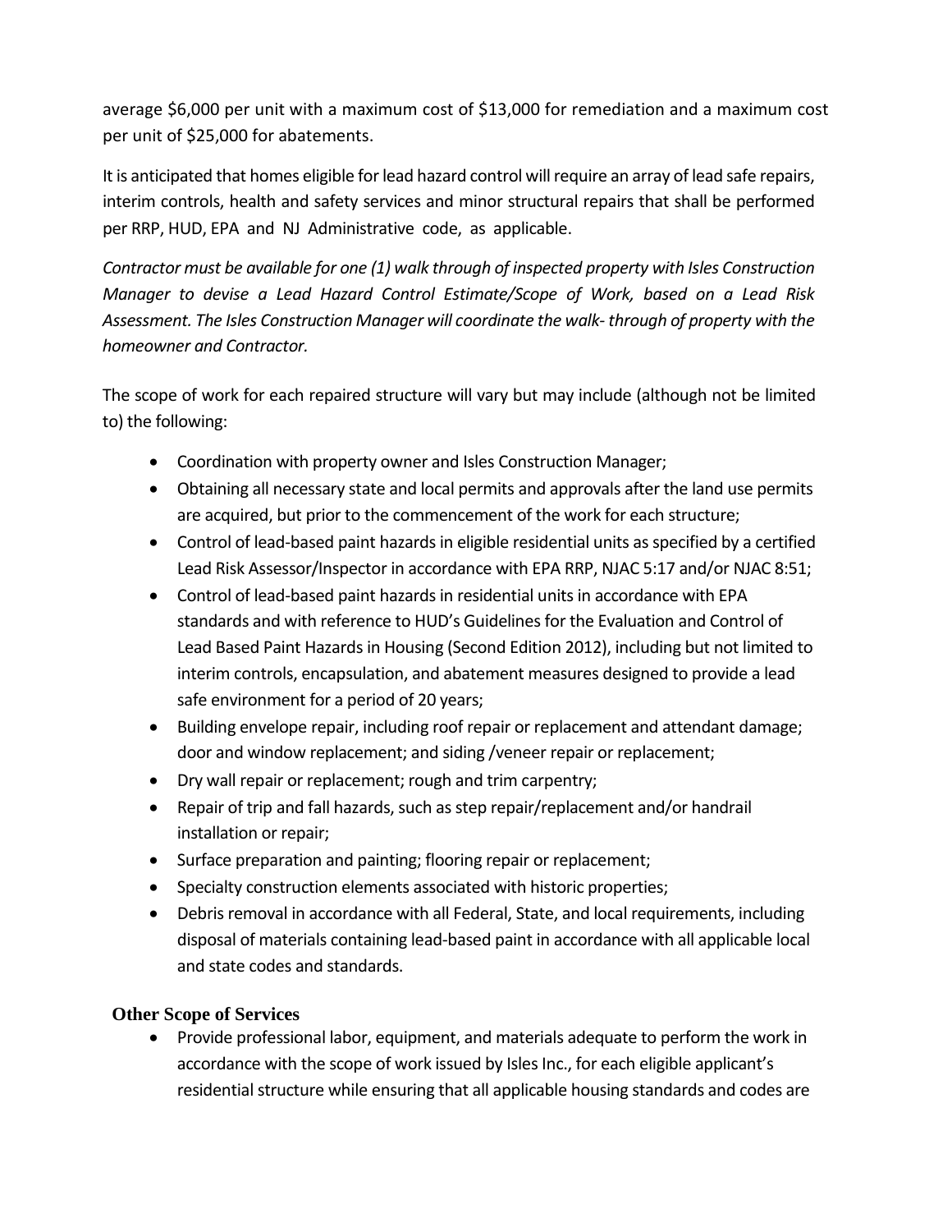average $6,000 per unit with a maximum cost of $13,000 for remediation and a maximum cost per unit of $25,000 for abatements.

It is anticipated that homes eligible for lead hazard control will require an array of lead safe repairs, interim controls, health and safety services and minor structural repairs that shall be performed per RRP, HUD, EPA and NJ Administrative code, as applicable.

*Contractor must be available for one (1) walk through of inspected property with Isles Construction Manager to devise a Lead Hazard Control Estimate/Scope of Work, based on a Lead Risk Assessment. The Isles Construction Manager will coordinate the walk- through of property with the homeowner and Contractor.*

The scope of work for each repaired structure will vary but may include (although not be limited to) the following:

- Coordination with property owner and Isles Construction Manager;
- Obtaining all necessary state and local permits and approvals after the land use permits are acquired, but prior to the commencement of the work for each structure;
- Control of lead-based paint hazards in eligible residential units as specified by a certified Lead Risk Assessor/Inspector in accordance with EPA RRP, NJAC 5:17 and/or NJAC 8:51;
- Control of lead-based paint hazards in residential units in accordance with EPA standards and with reference to HUD's Guidelines for the Evaluation and Control of Lead Based Paint Hazards in Housing (Second Edition 2012), including but not limited to interim controls, encapsulation, and abatement measures designed to provide a lead safe environment for a period of 20 years;
- Building envelope repair, including roof repair or replacement and attendant damage; door and window replacement; and siding /veneer repair or replacement;
- Dry wall repair or replacement; rough and trim carpentry;
- Repair of trip and fall hazards, such as step repair/replacement and/or handrail installation or repair;
- Surface preparation and painting; flooring repair or replacement;
- Specialty construction elements associated with historic properties;
- Debris removal in accordance with all Federal, State, and local requirements, including disposal of materials containing lead-based paint in accordance with all applicable local and state codes and standards.

**Other Scope of Services**

- Provide professional labor, equipment, and materials adequate to perform the work in accordance with the scope of work issued by Isles Inc., for each eligible applicant's residential structure while ensuring that all applicable housing standards and codes are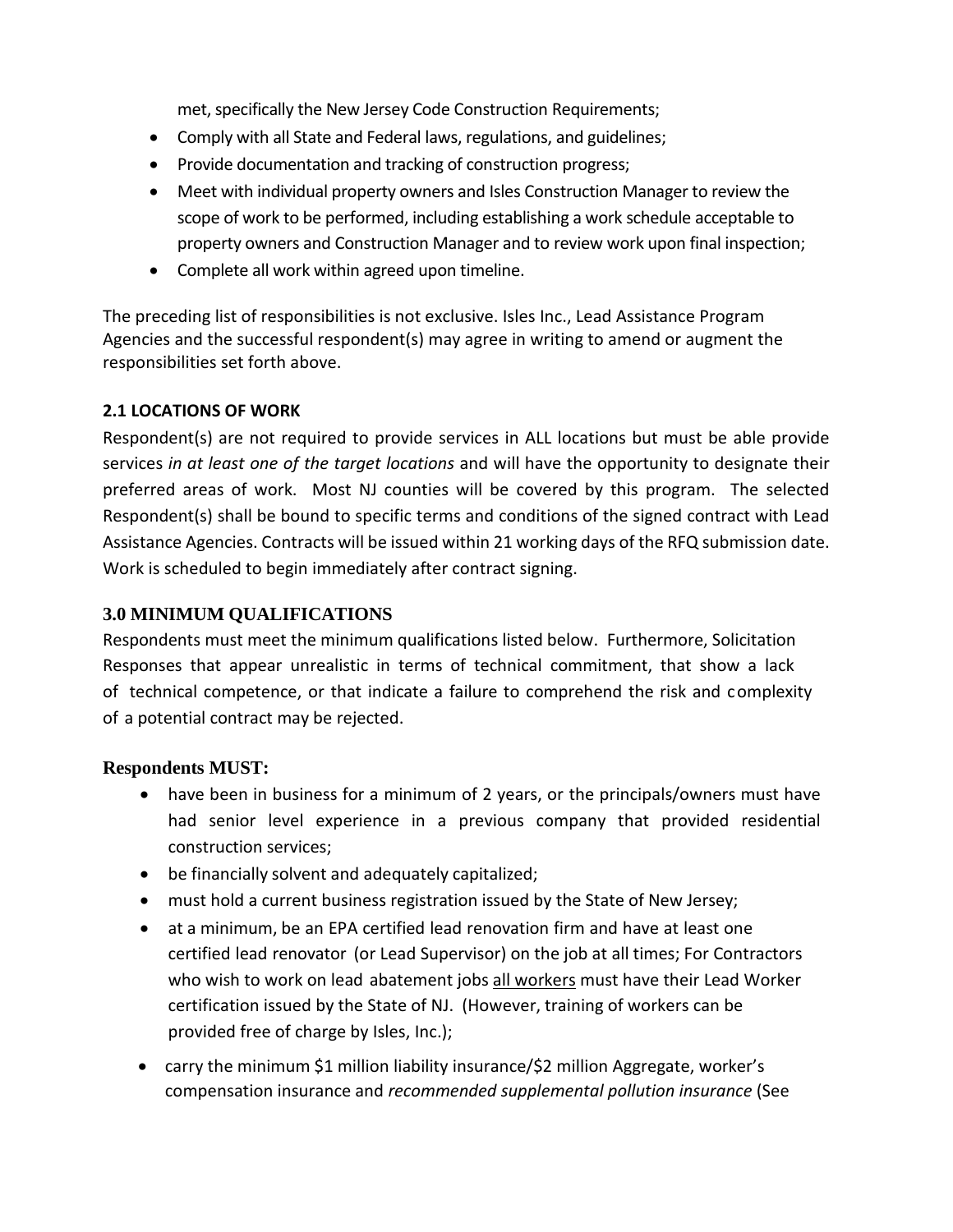met, specifically the New Jersey Code Construction Requirements;

- Comply with all State and Federal laws, regulations, and guidelines;
- Provide documentation and tracking of construction progress;
- Meet with individual property owners and Isles Construction Manager to review the scope of work to be performed, including establishing a work schedule acceptable to property owners and Construction Manager and to review work upon final inspection;
- Complete all work within agreed upon timeline.

The preceding list of responsibilities is not exclusive. Isles Inc., Lead Assistance Program Agencies and the successful respondent(s) may agree in writing to amend or augment the responsibilities set forth above.

### 2.1 LOCATIONS OF WORK

Respondent(s) are not required to provide services in ALL locations but must be able provide services *in at least one of the target locations* and will have the opportunity to designate their preferred areas of work. Most NJ counties will be covered by this program. The selected Respondent(s) shall be bound to specific terms and conditions of the signed contract with Lead Assistance Agencies. Contracts will be issued within 21 working days of the RFQ submission date. Work is scheduled to begin immediately after contract signing.

## 3.0 MINIMUM QUALIFICATIONS

Respondents must meet the minimum qualifications listed below. Furthermore, Solicitation Responses that appear unrealistic in terms of technical commitment, that show a lack of technical competence, or that indicate a failure to comprehend the risk and complexity of a potential contract may be rejected.

**Respondents MUST:**

- have been in business for a minimum of 2 years, or the principals/owners must have had senior level experience in a previous company that provided residential construction services;
- be financially solvent and adequately capitalized;
- must hold a current business registration issued by the State of New Jersey;
- at a minimum, be an EPA certified lead renovation firm and have at least one certified lead renovator (or Lead Supervisor) on the job at all times; For Contractors who wish to work on lead abatement jobs <u>all workers</u> must have their Lead Worker certification issued by the State of NJ. (However, training of workers can be provided free of charge by Isles, Inc.);
- carry the minimum $1 million liability insurance/$2 million Aggregate, worker's compensation insurance and *recommended supplemental pollution insurance* (See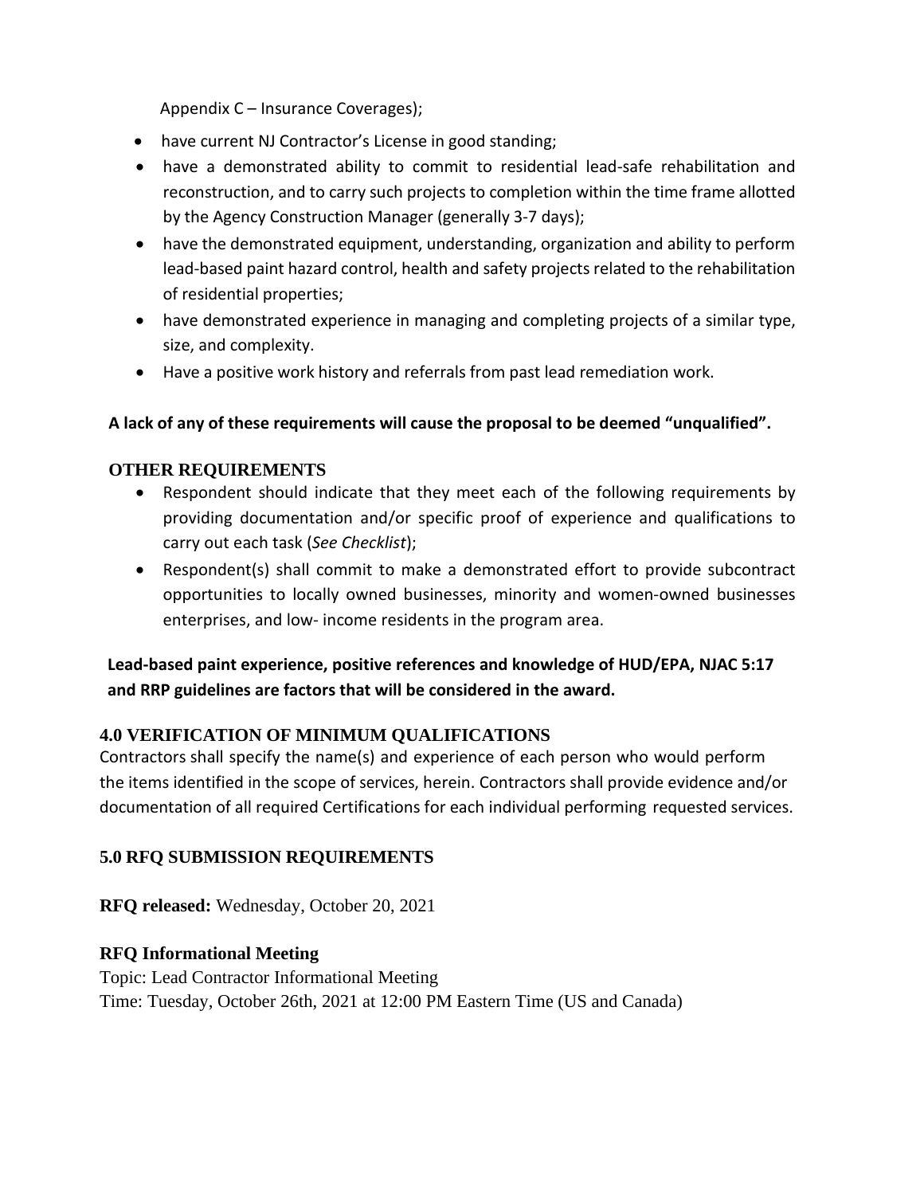Appendix C – Insurance Coverages);

- have current NJ Contractor's License in good standing;
- have a demonstrated ability to commit to residential lead-safe rehabilitation and reconstruction, and to carry such projects to completion within the time frame allotted by the Agency Construction Manager (generally 3-7 days);
- have the demonstrated equipment, understanding, organization and ability to perform lead-based paint hazard control, health and safety projects related to the rehabilitation of residential properties;
- have demonstrated experience in managing and completing projects of a similar type, size, and complexity.
- Have a positive work history and referrals from past lead remediation work.

**A lack of any of these requirements will cause the proposal to be deemed "unqualified".**

**OTHER REQUIREMENTS**

- Respondent should indicate that they meet each of the following requirements by providing documentation and/or specific proof of experience and qualifications to carry out each task (*See Checklist*);
- Respondent(s) shall commit to make a demonstrated effort to provide subcontract opportunities to locally owned businesses, minority and women-owned businesses enterprises, and low- income residents in the program area.

**Lead-based paint experience, positive references and knowledge of HUD/EPA, NJAC 5:17 and RRP guidelines are factors that will be considered in the award.**

## 4.0 VERIFICATION OF MINIMUM QUALIFICATIONS

Contractors shall specify the name(s) and experience of each person who would perform the items identified in the scope of services, herein. Contractors shall provide evidence and/or documentation of all required Certifications for each individual performing requested services.

## 5.0 RFQ SUBMISSION REQUIREMENTS

**RFQ released:** Wednesday, October 20, 2021

**RFQ Informational Meeting**

Topic: Lead Contractor Informational Meeting
Time: Tuesday, October 26th, 2021 at 12:00 PM Eastern Time (US and Canada)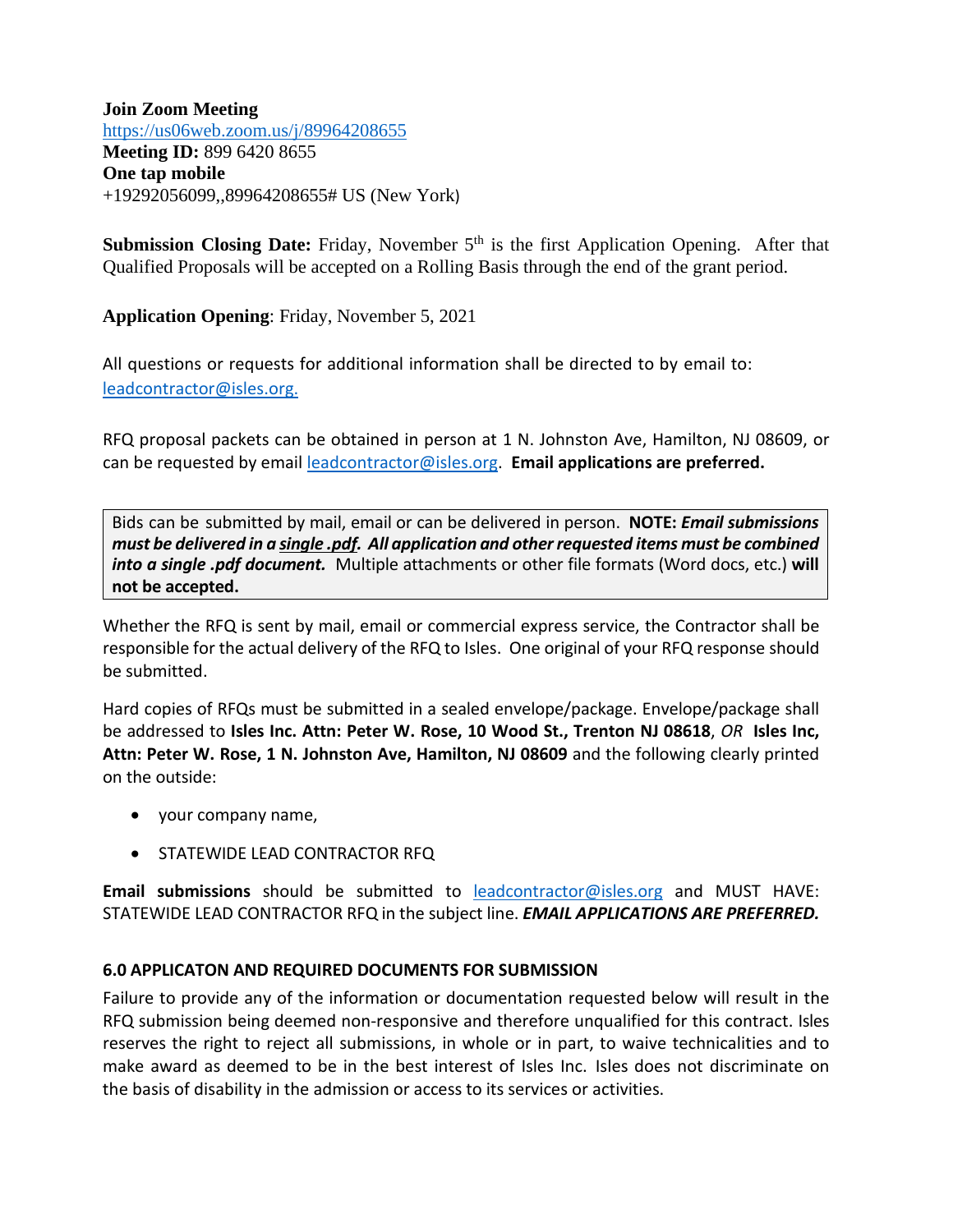**Join Zoom Meeting**
https://us06web.zoom.us/j/89964208655
**Meeting ID:** 899 6420 8655
**One tap mobile**
+19292056099,,89964208655# US (New York)

**Submission Closing Date:** Friday, November 5th is the first Application Opening. After that Qualified Proposals will be accepted on a Rolling Basis through the end of the grant period.

**Application Opening**: Friday, November 5, 2021

All questions or requests for additional information shall be directed to by email to: leadcontractor@isles.org.

RFQ proposal packets can be obtained in person at 1 N. Johnston Ave, Hamilton, NJ 08609, or can be requested by email leadcontractor@isles.org. **Email applications are preferred.**

> Bids can be submitted by mail, email or can be delivered in person. **NOTE:** ***Email submissions must be delivered in a single .pdf. All application and other requested items must be combined into a single .pdf document.*** Multiple attachments or other file formats (Word docs, etc.) **will not be accepted.**

Whether the RFQ is sent by mail, email or commercial express service, the Contractor shall be responsible for the actual delivery of the RFQ to Isles. One original of your RFQ response should be submitted.

Hard copies of RFQs must be submitted in a sealed envelope/package. Envelope/package shall be addressed to **Isles Inc. Attn: Peter W. Rose, 10 Wood St., Trenton NJ 08618**, *OR* **Isles Inc, Attn: Peter W. Rose, 1 N. Johnston Ave, Hamilton, NJ 08609** and the following clearly printed on the outside:

- your company name,
- STATEWIDE LEAD CONTRACTOR RFQ

**Email submissions** should be submitted to leadcontractor@isles.org and MUST HAVE: STATEWIDE LEAD CONTRACTOR RFQ in the subject line. ***EMAIL APPLICATIONS ARE PREFERRED.***

### 6.0 APPLICATON AND REQUIRED DOCUMENTS FOR SUBMISSION

Failure to provide any of the information or documentation requested below will result in the RFQ submission being deemed non-responsive and therefore unqualified for this contract. Isles reserves the right to reject all submissions, in whole or in part, to waive technicalities and to make award as deemed to be in the best interest of Isles Inc. Isles does not discriminate on the basis of disability in the admission or access to its services or activities.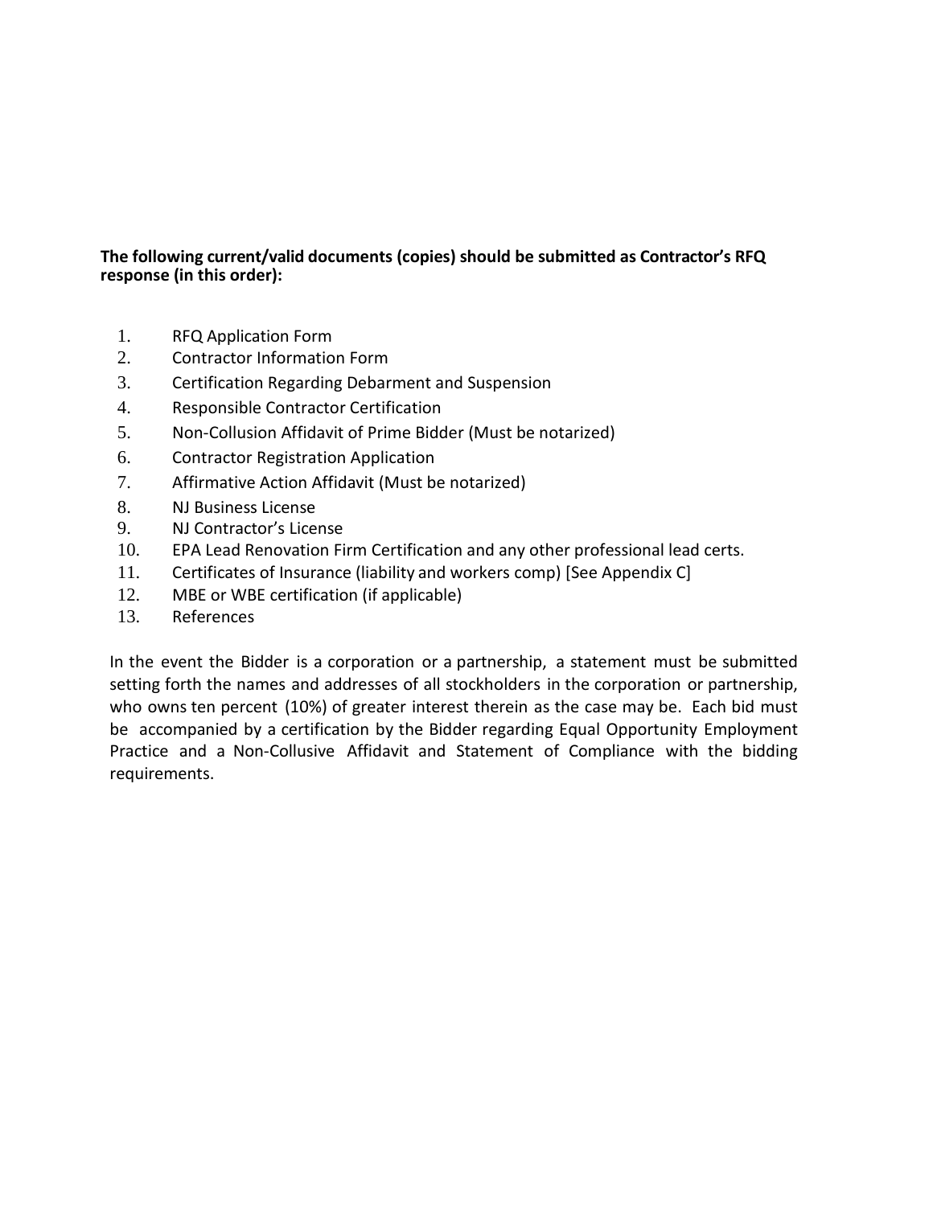**The following current/valid documents (copies) should be submitted as Contractor's RFQ response (in this order):**

1. RFQ Application Form
2. Contractor Information Form
3. Certification Regarding Debarment and Suspension
4. Responsible Contractor Certification
5. Non-Collusion Affidavit of Prime Bidder (Must be notarized)
6. Contractor Registration Application
7. Affirmative Action Affidavit (Must be notarized)
8. NJ Business License
9. NJ Contractor's License
10. EPA Lead Renovation Firm Certification and any other professional lead certs.
11. Certificates of Insurance (liability and workers comp) [See Appendix C]
12. MBE or WBE certification (if applicable)
13. References

In the event the Bidder is a corporation or a partnership, a statement must be submitted setting forth the names and addresses of all stockholders in the corporation or partnership, who owns ten percent (10%) of greater interest therein as the case may be. Each bid must be accompanied by a certification by the Bidder regarding Equal Opportunity Employment Practice and a Non-Collusive Affidavit and Statement of Compliance with the bidding requirements.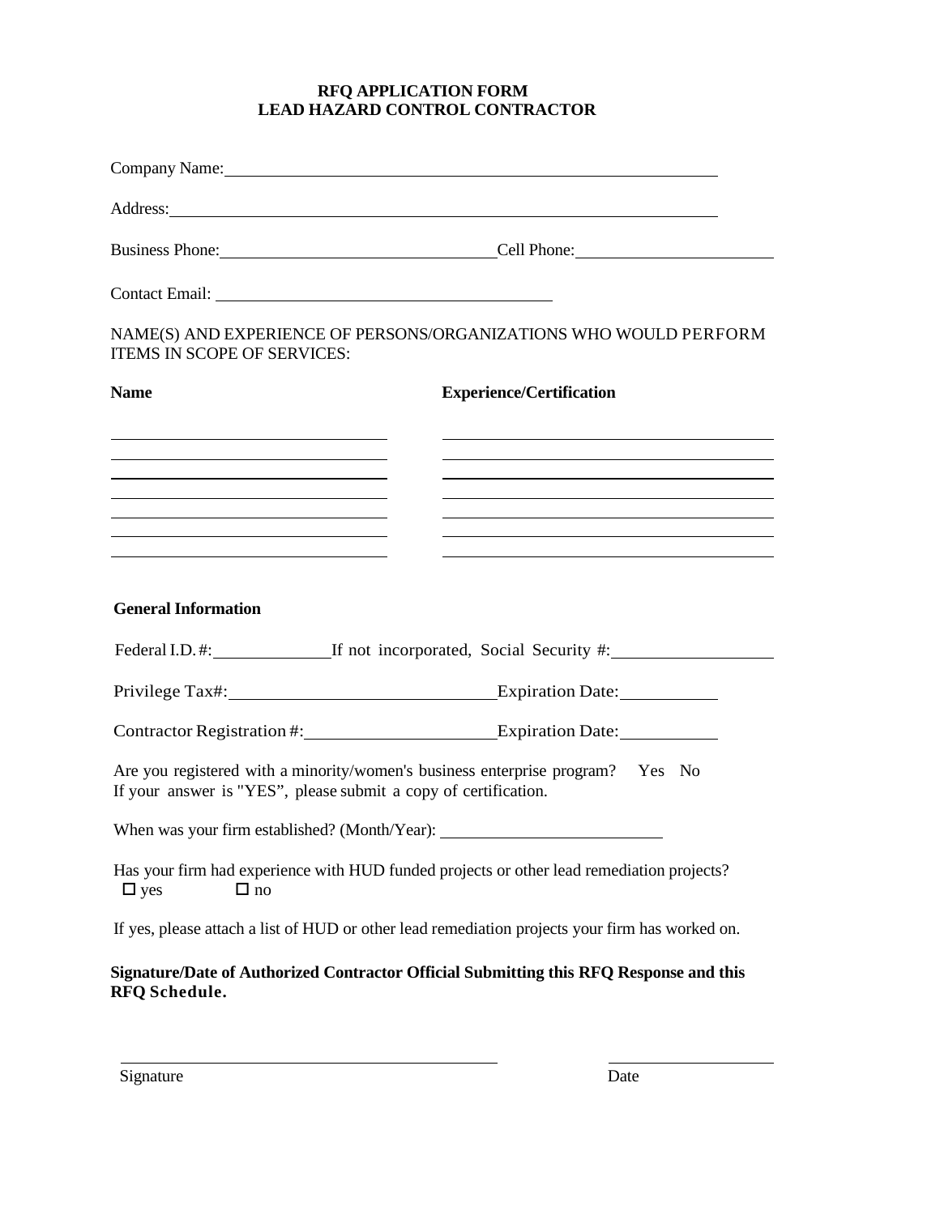# RFQ APPLICATION FORM
# LEAD HAZARD CONTROL CONTRACTOR

Company Name: ____________________________________________

Address: ____________________________________________

Business Phone: ______________________ Cell Phone: ______________________

Contact Email: ______________________________

NAME(S) AND EXPERIENCE OF PERSONS/ORGANIZATIONS WHO WOULD PERFORM ITEMS IN SCOPE OF SERVICES:

| Name | Experience/Certification |
|---|---|
| | |
| | |
| | |
| | |
| | |
| | |
| | |

**General Information**

Federal I.D. #: ____________ If not incorporated, Social Security #: ______________

Privilege Tax#: ______________________ Expiration Date: __________

Contractor Registration #: __________________ Expiration Date: __________

Are you registered with a minority/women's business enterprise program? Yes No
If your answer is "YES", please submit a copy of certification.

When was your firm established? (Month/Year): ____________________

Has your firm had experience with HUD funded projects or other lead remediation projects?
☐ yes ☐ no

If yes, please attach a list of HUD or other lead remediation projects your firm has worked on.

**Signature/Date of Authorized Contractor Official Submitting this RFQ Response and this RFQ Schedule.**

______________________________ ______________

Signature Date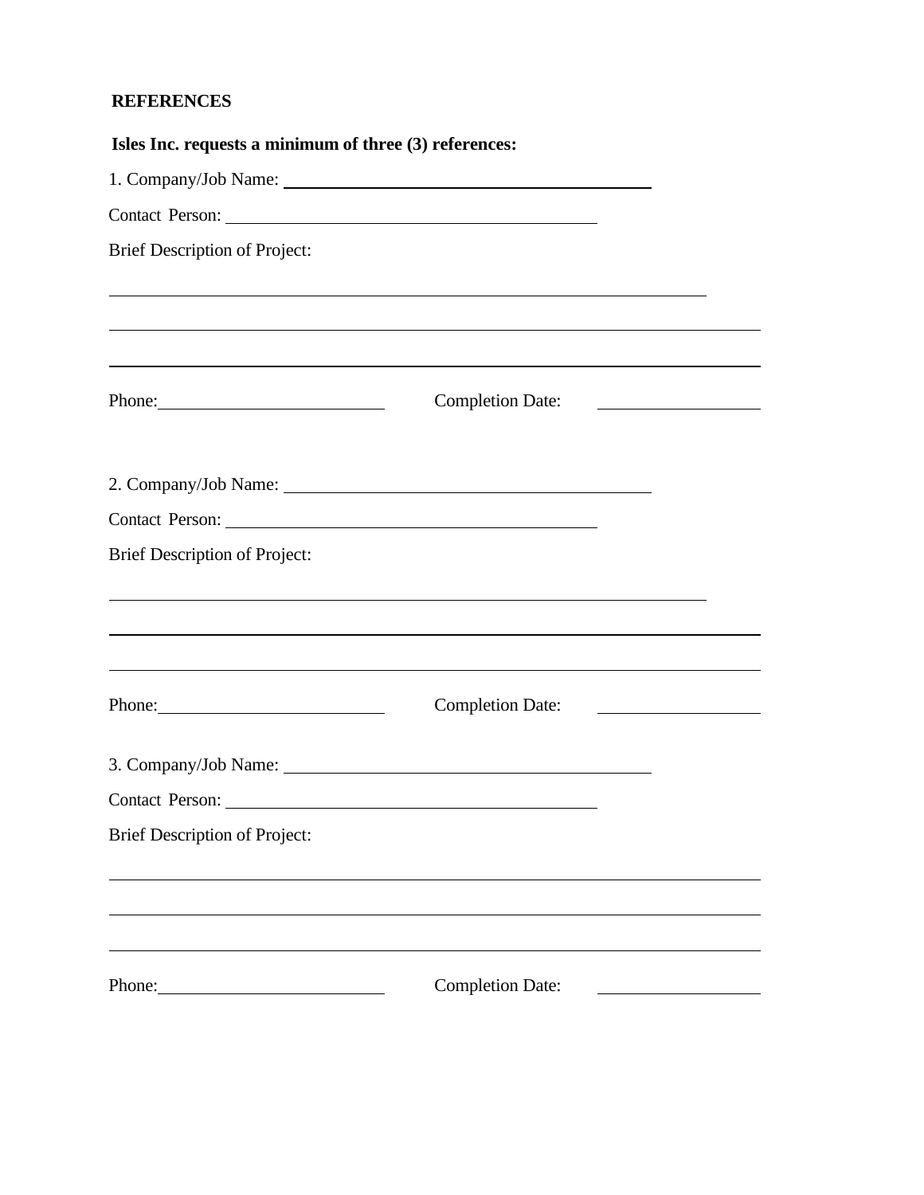## REFERENCES

**Isles Inc. requests a minimum of three (3) references:**

1. Company/Job Name: ______________________________________

Contact Person: ______________________________________

Brief Description of Project:

______________________________________________________________________

______________________________________________________________________

______________________________________________________________________

Phone: ________________________ Completion Date: ________________

2. Company/Job Name: ______________________________________

Contact Person: ______________________________________

Brief Description of Project:

______________________________________________________________________

______________________________________________________________________

______________________________________________________________________

Phone: ________________________ Completion Date: ________________

3. Company/Job Name: ______________________________________

Contact Person: ______________________________________

Brief Description of Project:

______________________________________________________________________

______________________________________________________________________

______________________________________________________________________

Phone: ________________________ Completion Date: ________________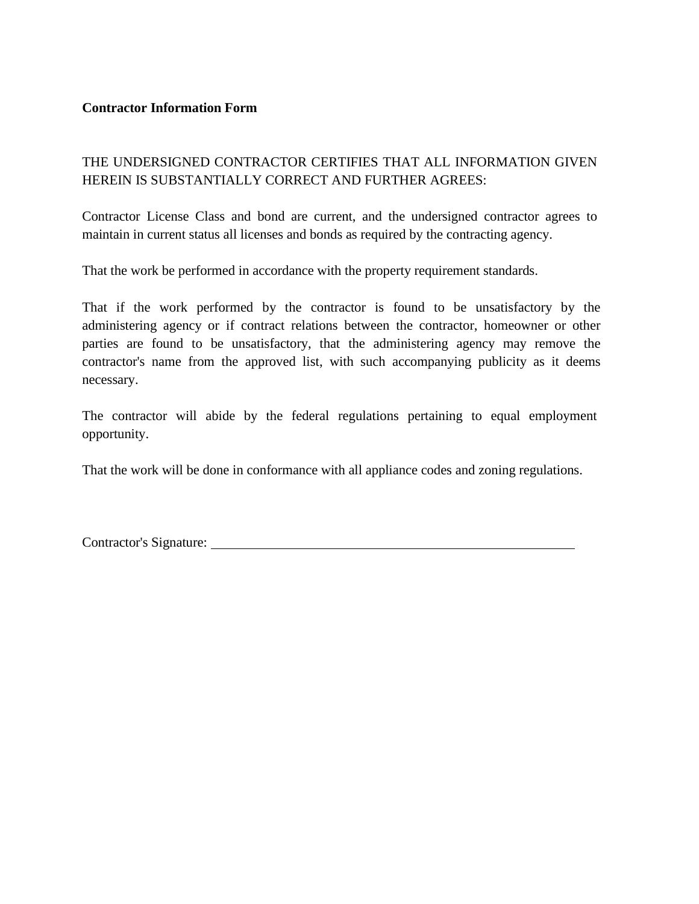**Contractor Information Form**

THE UNDERSIGNED CONTRACTOR CERTIFIES THAT ALL INFORMATION GIVEN HEREIN IS SUBSTANTIALLY CORRECT AND FURTHER AGREES:

Contractor License Class and bond are current, and the undersigned contractor agrees to maintain in current status all licenses and bonds as required by the contracting agency.

That the work be performed in accordance with the property requirement standards.

That if the work performed by the contractor is found to be unsatisfactory by the administering agency or if contract relations between the contractor, homeowner or other parties are found to be unsatisfactory, that the administering agency may remove the contractor's name from the approved list, with such accompanying publicity as it deems necessary.

The contractor will abide by the federal regulations pertaining to equal employment opportunity.

That the work will be done in conformance with all appliance codes and zoning regulations.

Contractor's Signature: ______________________________________________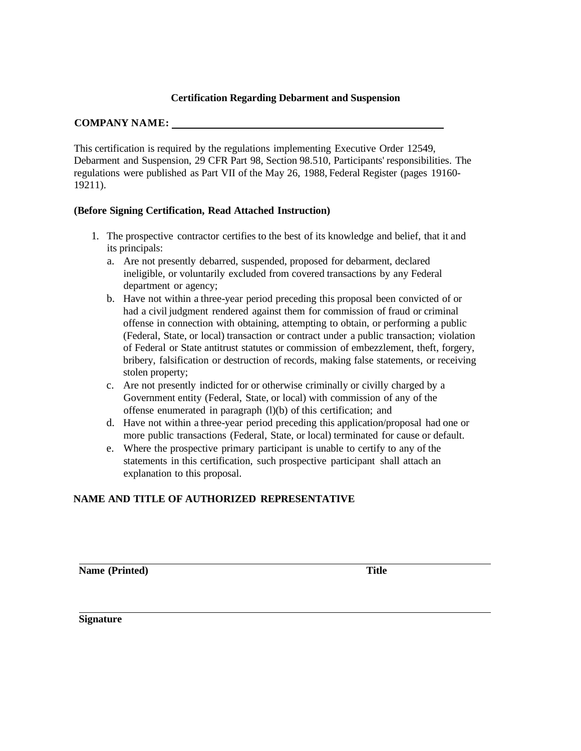**Certification Regarding Debarment and Suspension**

**COMPANY NAME:** ______________________________________________

This certification is required by the regulations implementing Executive Order 12549, Debarment and Suspension, 29 CFR Part 98, Section 98.510, Participants' responsibilities. The regulations were published as Part VII of the May 26, 1988, Federal Register (pages 19160-19211).

**(Before Signing Certification, Read Attached Instruction)**

1. The prospective contractor certifies to the best of its knowledge and belief, that it and its principals:
   a. Are not presently debarred, suspended, proposed for debarment, declared ineligible, or voluntarily excluded from covered transactions by any Federal department or agency;
   b. Have not within a three-year period preceding this proposal been convicted of or had a civil judgment rendered against them for commission of fraud or criminal offense in connection with obtaining, attempting to obtain, or performing a public (Federal, State, or local) transaction or contract under a public transaction; violation of Federal or State antitrust statutes or commission of embezzlement, theft, forgery, bribery, falsification or destruction of records, making false statements, or receiving stolen property;
   c. Are not presently indicted for or otherwise criminally or civilly charged by a Government entity (Federal, State, or local) with commission of any of the offense enumerated in paragraph (l)(b) of this certification; and
   d. Have not within a three-year period preceding this application/proposal had one or more public transactions (Federal, State, or local) terminated for cause or default.
   e. Where the prospective primary participant is unable to certify to any of the statements in this certification, such prospective participant shall attach an explanation to this proposal.

**NAME AND TITLE OF AUTHORIZED REPRESENTATIVE**

______________________________________________

**Name (Printed)** **Title**

______________________________________________

**Signature**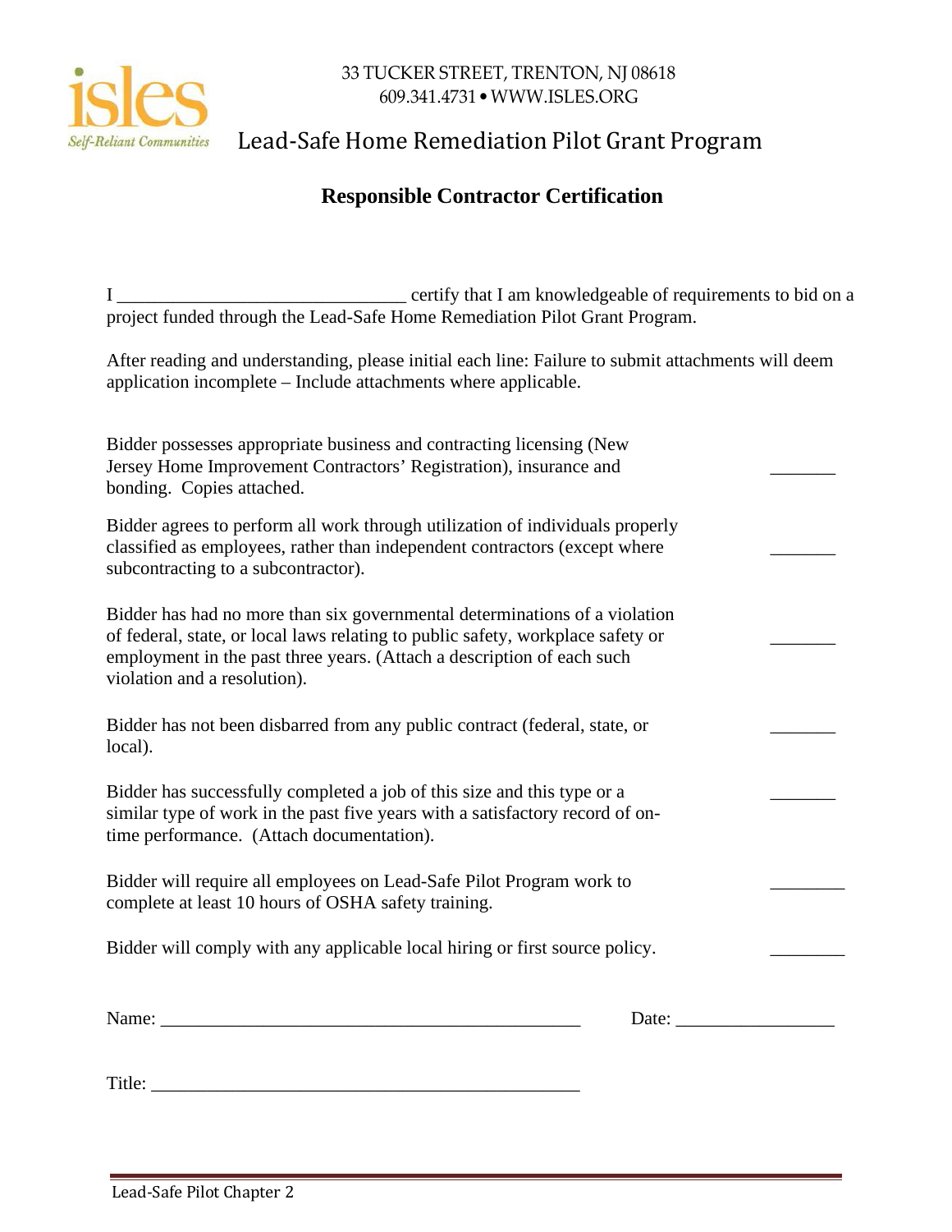33 TUCKER STREET, TRENTON, NJ 08618
609.341.4731 • WWW.ISLES.ORG

isles
*Self-Reliant Communities*

# Lead-Safe Home Remediation Pilot Grant Program

## Responsible Contractor Certification

I _______________________________ certify that I am knowledgeable of requirements to bid on a project funded through the Lead-Safe Home Remediation Pilot Grant Program.

After reading and understanding, please initial each line: Failure to submit attachments will deem application incomplete – Include attachments where applicable.

| | |
|---|---|
| Bidder possesses appropriate business and contracting licensing (New Jersey Home Improvement Contractors' Registration), insurance and bonding. Copies attached. | _______ |
| Bidder agrees to perform all work through utilization of individuals properly classified as employees, rather than independent contractors (except where subcontracting to a subcontractor). | _______ |
| Bidder has had no more than six governmental determinations of a violation of federal, state, or local laws relating to public safety, workplace safety or employment in the past three years. (Attach a description of each such violation and a resolution). | _______ |
| Bidder has not been disbarred from any public contract (federal, state, or local). | _______ |
| Bidder has successfully completed a job of this size and this type or a similar type of work in the past five years with a satisfactory record of on-time performance. (Attach documentation). | _______ |
| Bidder will require all employees on Lead-Safe Pilot Program work to complete at least 10 hours of OSHA safety training. | ________ |
| Bidder will comply with any applicable local hiring or first source policy. | ________ |

Name: _______________________________________________ Date: _________________

Title: _______________________________________________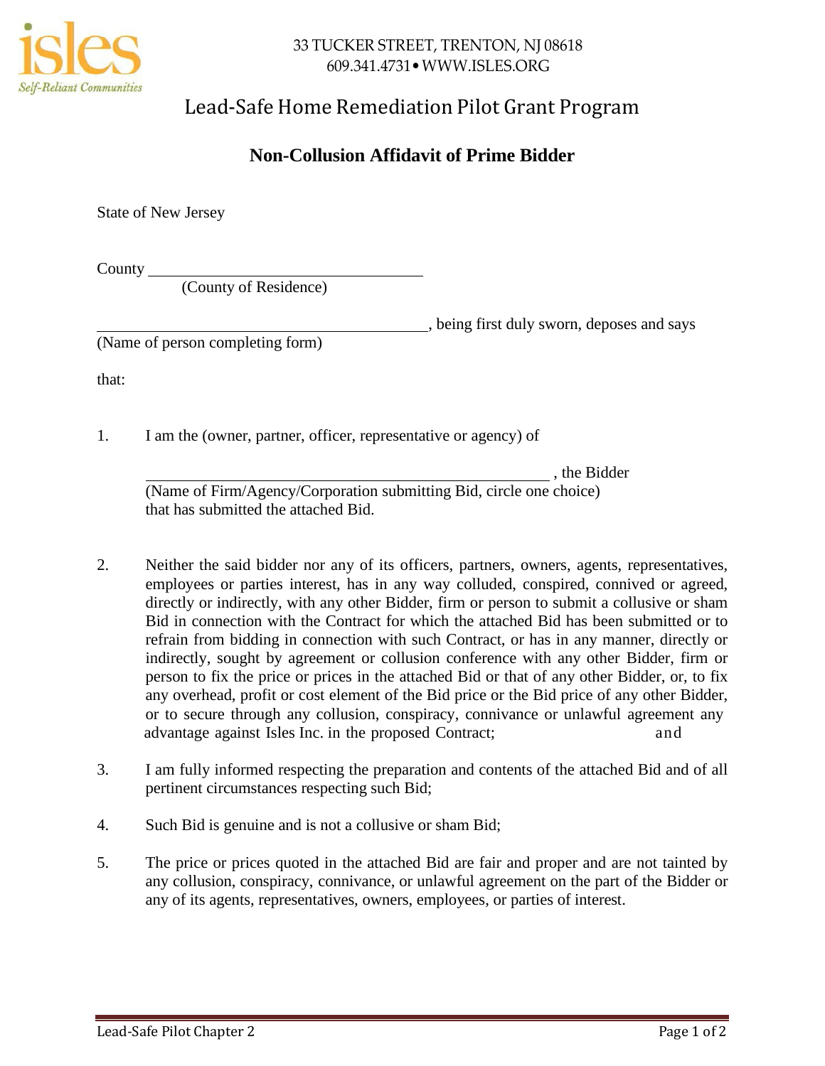33 TUCKER STREET, TRENTON, NJ 08618
609.341.4731 • WWW.ISLES.ORG

# Lead-Safe Home Remediation Pilot Grant Program

## Non-Collusion Affidavit of Prime Bidder

State of New Jersey

County ___________________________________
(County of Residence)

___________________________________________, being first duly sworn, deposes and says
(Name of person completing form)

that:

1. I am the (owner, partner, officer, representative or agency) of

   ___________________________________________________ , the Bidder
   (Name of Firm/Agency/Corporation submitting Bid, circle one choice)
   that has submitted the attached Bid.

2. Neither the said bidder nor any of its officers, partners, owners, agents, representatives, employees or parties interest, has in any way colluded, conspired, connived or agreed, directly or indirectly, with any other Bidder, firm or person to submit a collusive or sham Bid in connection with the Contract for which the attached Bid has been submitted or to refrain from bidding in connection with such Contract, or has in any manner, directly or indirectly, sought by agreement or collusion conference with any other Bidder, firm or person to fix the price or prices in the attached Bid or that of any other Bidder, or, to fix any overhead, profit or cost element of the Bid price or the Bid price of any other Bidder, or to secure through any collusion, conspiracy, connivance or unlawful agreement any advantage against Isles Inc. in the proposed Contract; and

3. I am fully informed respecting the preparation and contents of the attached Bid and of all pertinent circumstances respecting such Bid;

4. Such Bid is genuine and is not a collusive or sham Bid;

5. The price or prices quoted in the attached Bid are fair and proper and are not tainted by any collusion, conspiracy, connivance, or unlawful agreement on the part of the Bidder or any of its agents, representatives, owners, employees, or parties of interest.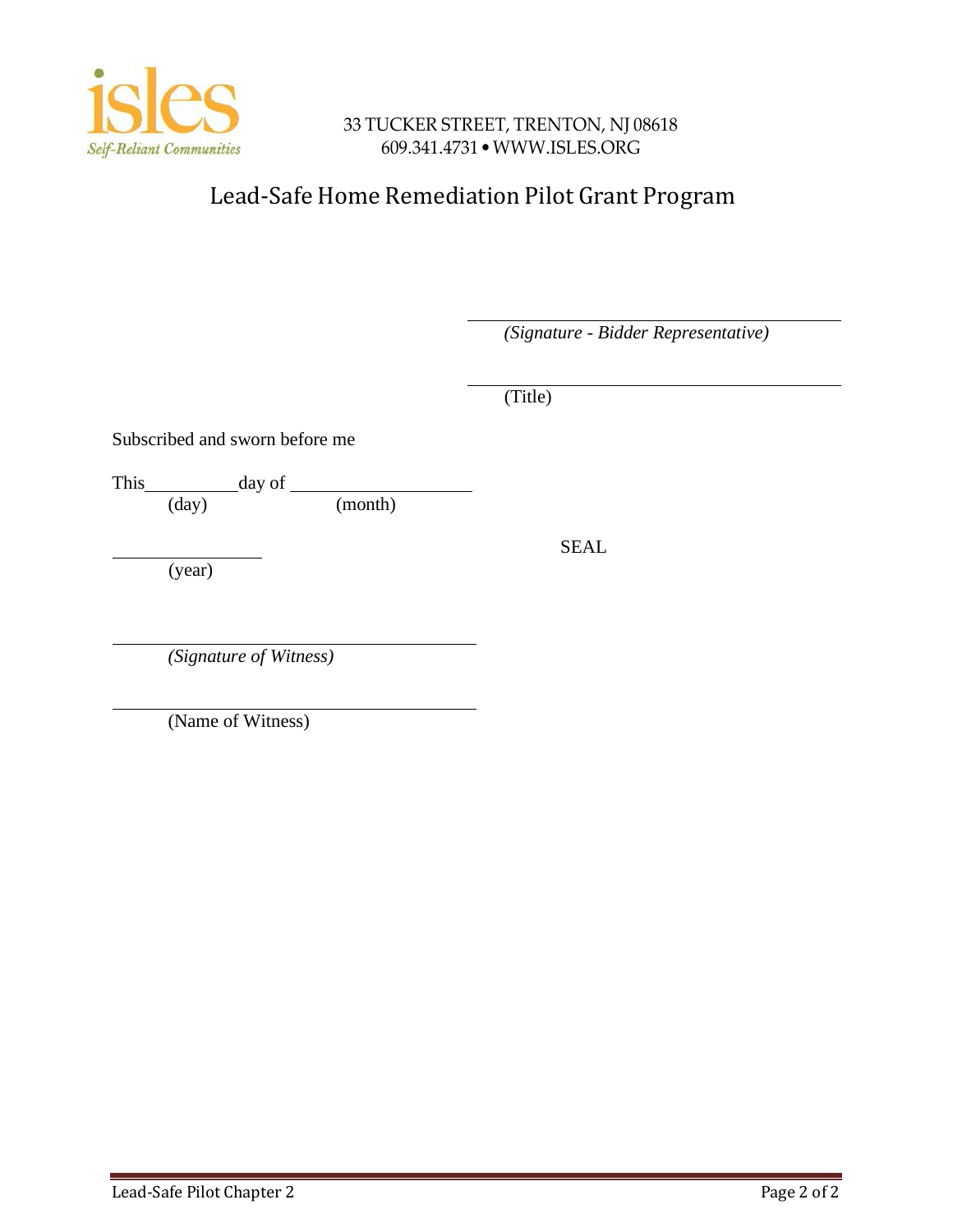33 TUCKER STREET, TRENTON, NJ 08618
609.341.4731 • WWW.ISLES.ORG

# Lead-Safe Home Remediation Pilot Grant Program

\_\_\_\_\_\_\_\_\_\_\_\_\_\_\_\_\_\_\_\_\_\_\_\_\_\_\_\_\_\_\_\_\_\_\_\_
*(Signature - Bidder Representative)*

\_\_\_\_\_\_\_\_\_\_\_\_\_\_\_\_\_\_\_\_\_\_\_\_\_\_\_\_\_\_\_\_\_\_\_\_
(Title)

Subscribed and sworn before me

This\_\_\_\_\_\_\_\_\_\_day of \_\_\_\_\_\_\_\_\_\_\_\_\_\_\_\_\_\_\_\_
(day) (month)

\_\_\_\_\_\_\_\_\_\_\_\_\_\_\_\_
(year)

SEAL

\_\_\_\_\_\_\_\_\_\_\_\_\_\_\_\_\_\_\_\_\_\_\_\_\_\_\_\_\_\_\_\_\_\_\_\_
*(Signature of Witness)*

\_\_\_\_\_\_\_\_\_\_\_\_\_\_\_\_\_\_\_\_\_\_\_\_\_\_\_\_\_\_\_\_\_\_\_\_
(Name of Witness)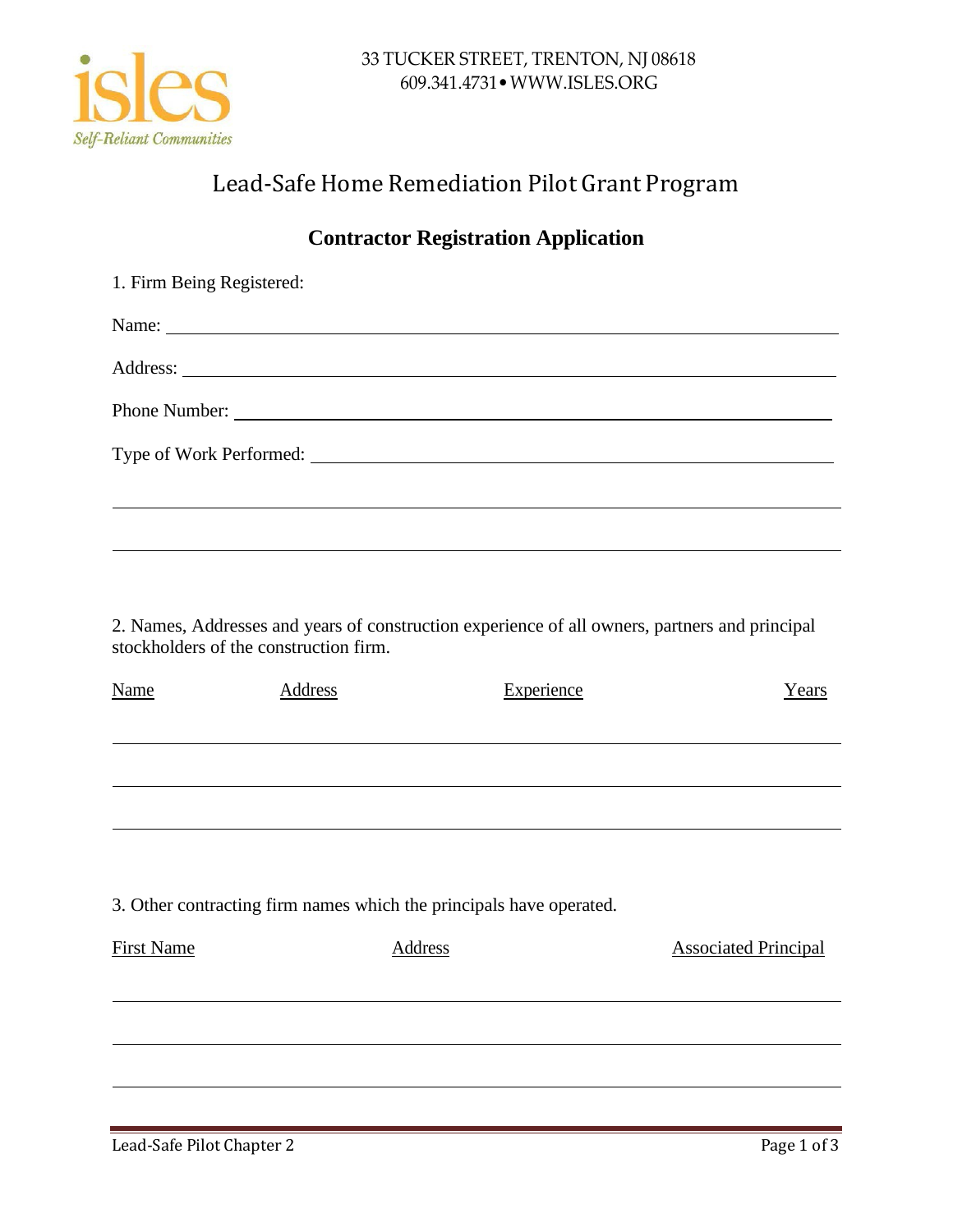33 TUCKER STREET, TRENTON, NJ 08618
609.341.4731 • WWW.ISLES.ORG

# Lead-Safe Home Remediation Pilot Grant Program

## Contractor Registration Application

1. Firm Being Registered:

Name: ______________________________

Address: ______________________________

Phone Number: ______________________________

Type of Work Performed: ______________________________

______________________________

______________________________

2. Names, Addresses and years of construction experience of all owners, partners and principal stockholders of the construction firm.

| Name | Address | Experience | Years |
|---|---|---|---|
| | | | |
| | | | |
| | | | |

3. Other contracting firm names which the principals have operated.

| First Name | Address | Associated Principal |
|---|---|---|
| | | |
| | | |
| | | |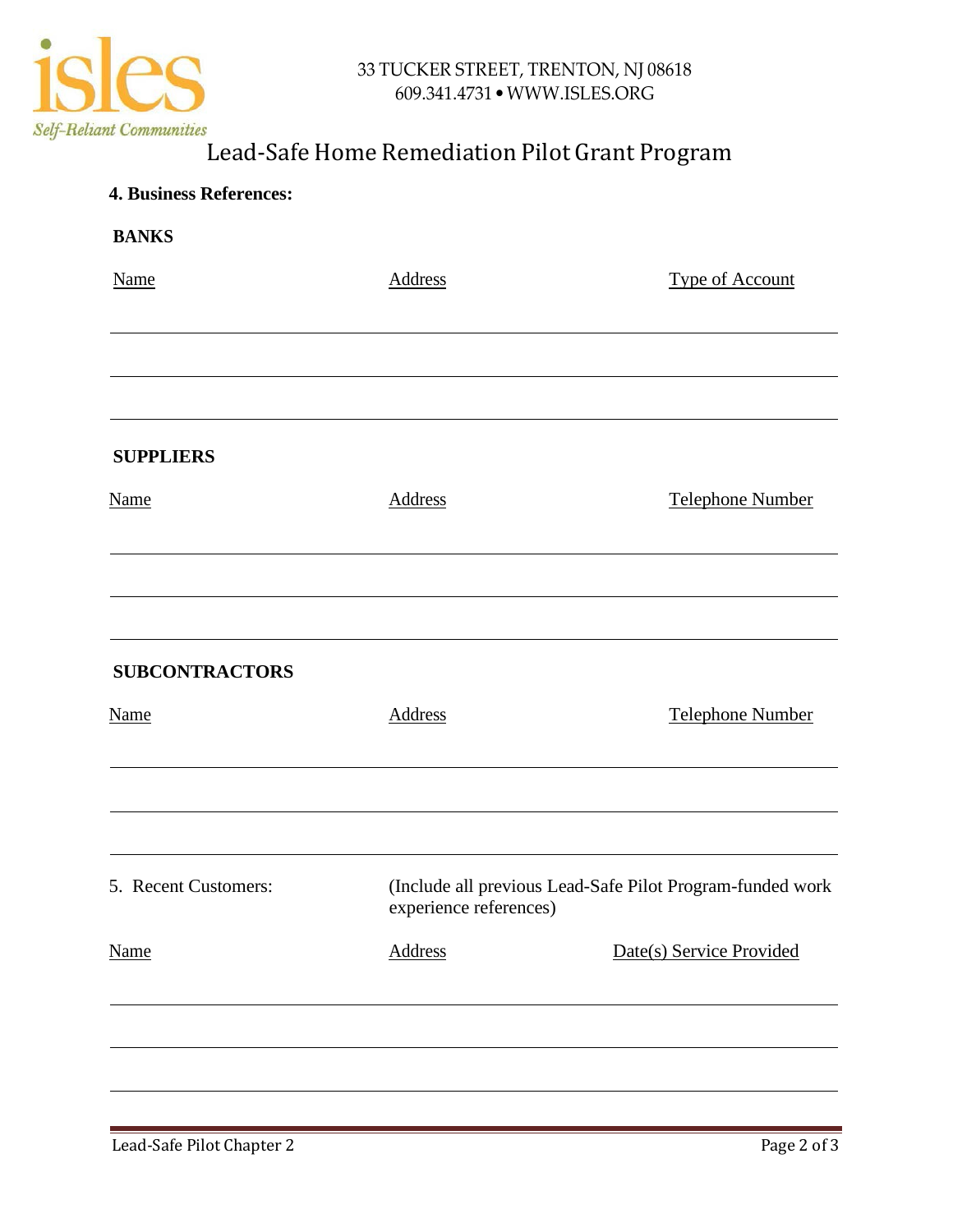# Lead-Safe Home Remediation Pilot Grant Program

**4. Business References:**

**BANKS**

| Name | Address | Type of Account |
|---|---|---|
| | | |
| | | |
| | | |

**SUPPLIERS**

| Name | Address | Telephone Number |
|---|---|---|
| | | |
| | | |
| | | |

**SUBCONTRACTORS**

| Name | Address | Telephone Number |
|---|---|---|
| | | |
| | | |
| | | |

5. Recent Customers: (Include all previous Lead-Safe Pilot Program-funded work experience references)

| Name | Address | Date(s) Service Provided |
|---|---|---|
| | | |
| | | |
| | | |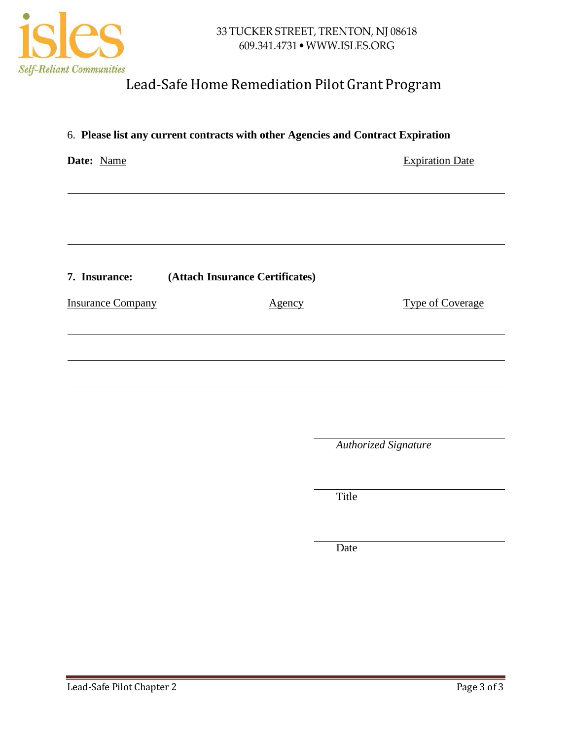33 TUCKER STREET, TRENTON, NJ 08618
609.341.4731 • WWW.ISLES.ORG

# Lead-Safe Home Remediation Pilot Grant Program

6. **Please list any current contracts with other Agencies and Contract Expiration**

**Date:** Name | Expiration Date

| Name | Expiration Date |
|---|---|
| | |
| | |
| | |

**7. Insurance:** **(Attach Insurance Certificates)**

| Insurance Company | Agency | Type of Coverage |
|---|---|---|
| | | |
| | | |
| | | |

_______________________
*Authorized Signature*

_______________________
Title

_______________________
Date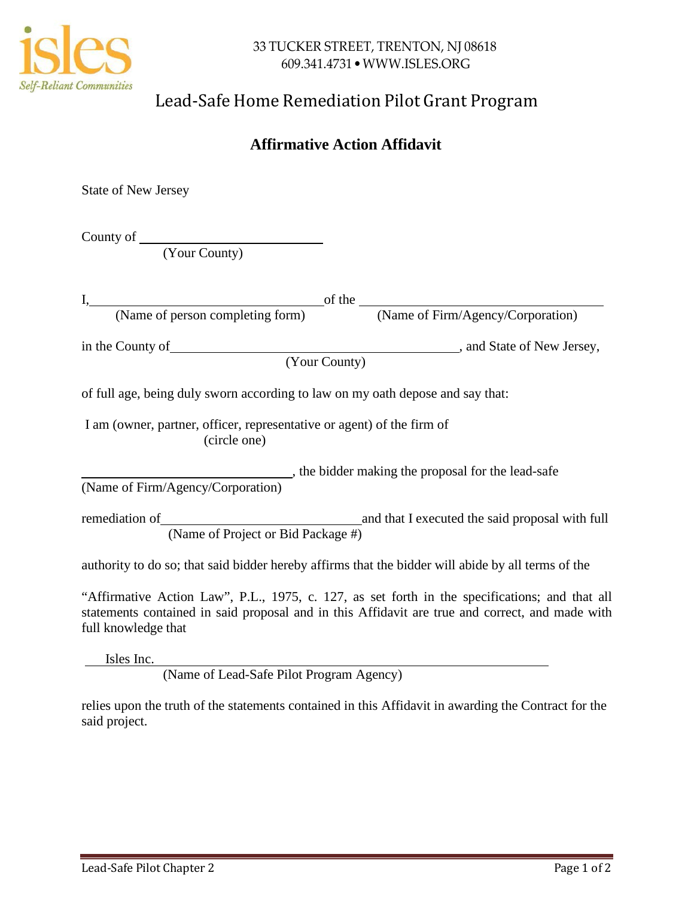33 TUCKER STREET, TRENTON, NJ 08618
609.341.4731 • WWW.ISLES.ORG

# Lead-Safe Home Remediation Pilot Grant Program

## Affirmative Action Affidavit

State of New Jersey

County of ____________________________
(Your County)

I, __________________________________ of the __________________________________
(Name of person completing form) (Name of Firm/Agency/Corporation)

in the County of ____________________________________________, and State of New Jersey,
(Your County)

of full age, being duly sworn according to law on my oath depose and say that:

I am (owner, partner, officer, representative or agent) of the firm of
(circle one)

______________________________, the bidder making the proposal for the lead-safe
(Name of Firm/Agency/Corporation)

remediation of ______________________________ and that I executed the said proposal with full
(Name of Project or Bid Package #)

authority to do so; that said bidder hereby affirms that the bidder will abide by all terms of the

"Affirmative Action Law", P.L., 1975, c. 127, as set forth in the specifications; and that all statements contained in said proposal and in this Affidavit are true and correct, and made with full knowledge that

Isles Inc. ______________________________________________________________
(Name of Lead-Safe Pilot Program Agency)

relies upon the truth of the statements contained in this Affidavit in awarding the Contract for the said project.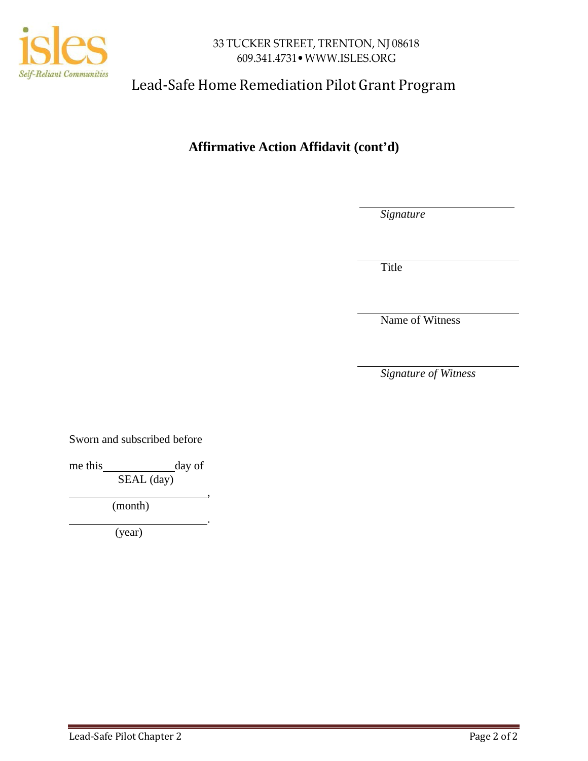# Affirmative Action Affidavit (cont'd)

\_\_\_\_\_\_\_\_\_\_\_\_\_\_\_\_\_\_\_\_\_\_\_\_\_\_
*Signature*

\_\_\_\_\_\_\_\_\_\_\_\_\_\_\_\_\_\_\_\_\_\_\_\_\_\_
Title

\_\_\_\_\_\_\_\_\_\_\_\_\_\_\_\_\_\_\_\_\_\_\_\_\_\_
Name of Witness

\_\_\_\_\_\_\_\_\_\_\_\_\_\_\_\_\_\_\_\_\_\_\_\_\_\_
*Signature of Witness*

Sworn and subscribed before

me this\_\_\_\_\_\_\_\_\_\_\_\_day of
SEAL (day)

\_\_\_\_\_\_\_\_\_\_\_\_\_\_\_\_\_\_\_\_\_\_,
(month)

\_\_\_\_\_\_\_\_\_\_\_\_\_\_\_\_\_\_\_\_\_\_.
(year)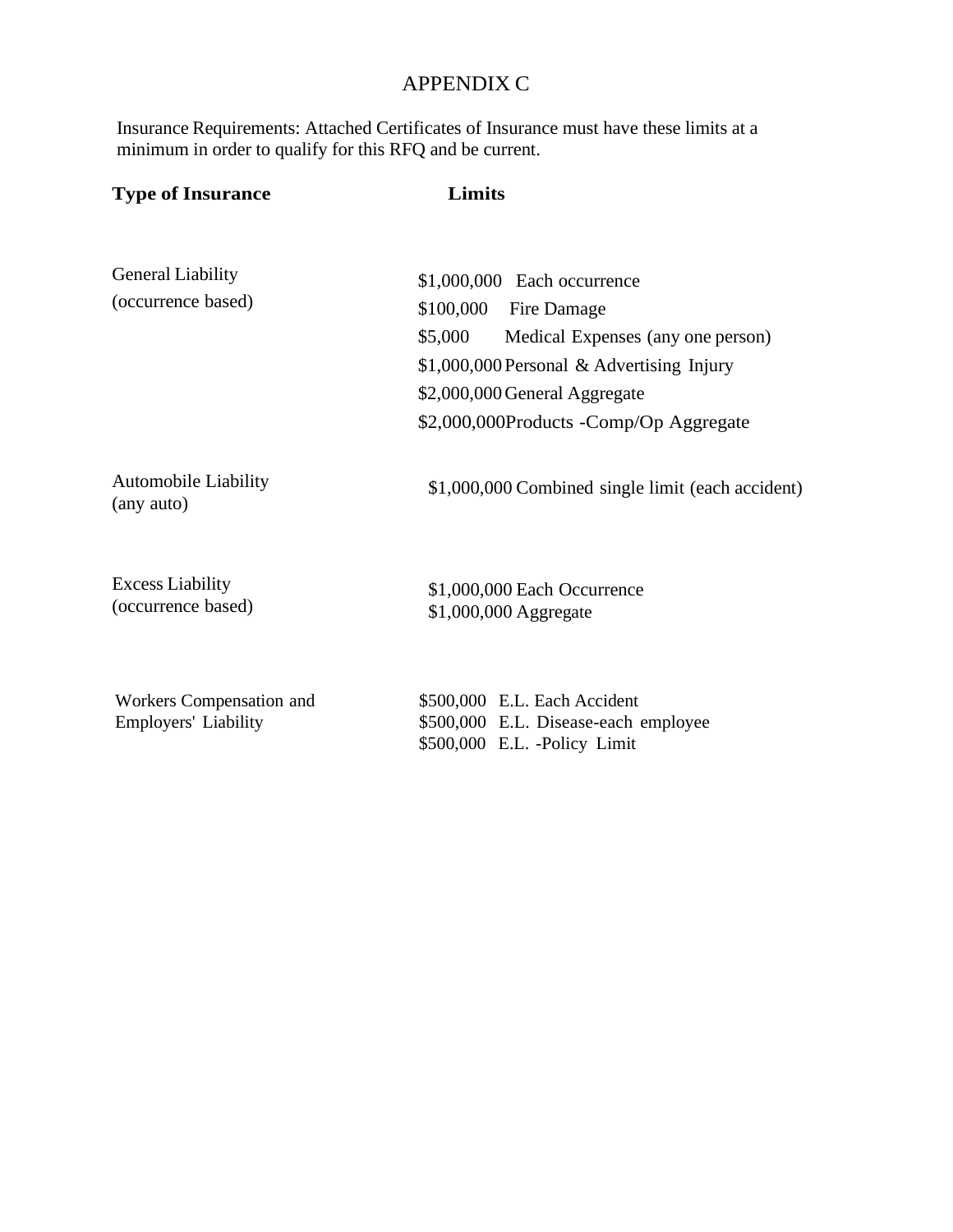# APPENDIX C

Insurance Requirements: Attached Certificates of Insurance must have these limits at a minimum in order to qualify for this RFQ and be current.

| Type of Insurance | Limits |
|---|---|
| General Liability (occurrence based) | $1,000,000 Each occurrence<br>$100,000 Fire Damage<br>$5,000 Medical Expenses (any one person)<br>$1,000,000 Personal & Advertising Injury<br>$2,000,000 General Aggregate<br>$2,000,000Products -Comp/Op Aggregate |
| Automobile Liability (any auto) | $1,000,000 Combined single limit (each accident) |
| Excess Liability (occurrence based) | $1,000,000 Each Occurrence<br>$1,000,000 Aggregate |
| Workers Compensation and Employers' Liability | $500,000 E.L. Each Accident<br>$500,000 E.L. Disease-each employee<br>$500,000 E.L. -Policy Limit |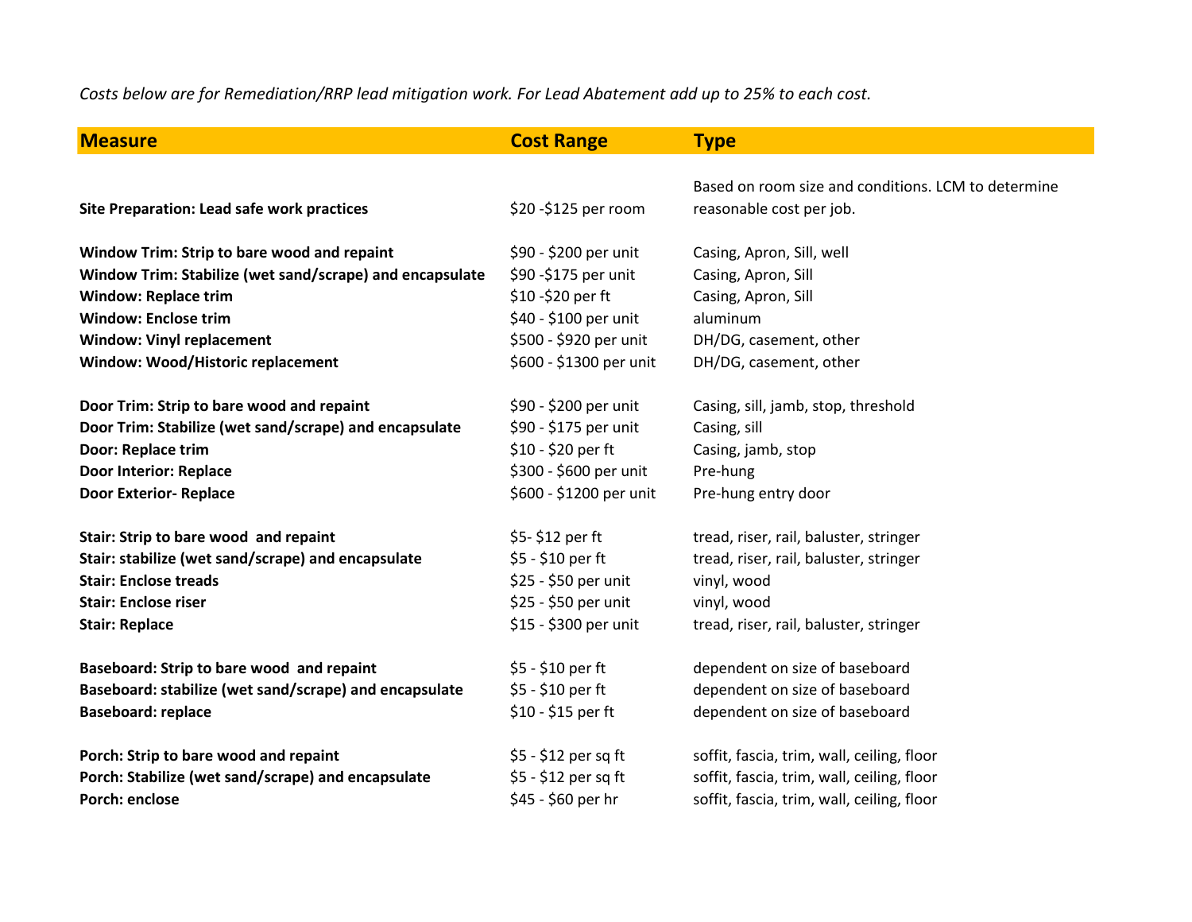*Costs below are for Remediation/RRP lead mitigation work. For Lead Abatement add up to 25% to each cost.*

| Measure | Cost Range | Type |
|---|---|---|
| **Site Preparation: Lead safe work practices** | $20 -$125 per room | Based on room size and conditions. LCM to determine reasonable cost per job. |
| **Window Trim: Strip to bare wood and repaint** | $90 - $200 per unit | Casing, Apron, Sill, well |
| **Window Trim: Stabilize (wet sand/scrape) and encapsulate** | $90 -$175 per unit | Casing, Apron, Sill |
| **Window: Replace trim** | $10 -$20 per ft | Casing, Apron, Sill |
| **Window: Enclose trim** | $40 - $100 per unit | aluminum |
| **Window: Vinyl replacement** | $500 - $920 per unit | DH/DG, casement, other |
| **Window: Wood/Historic replacement** | $600 - $1300 per unit | DH/DG, casement, other |
| **Door Trim: Strip to bare wood and repaint** | $90 - $200 per unit | Casing, sill, jamb, stop, threshold |
| **Door Trim: Stabilize (wet sand/scrape) and encapsulate** | $90 - $175 per unit | Casing, sill |
| **Door: Replace trim** | $10 - $20 per ft | Casing, jamb, stop |
| **Door Interior: Replace** | $300 - $600 per unit | Pre-hung |
| **Door Exterior- Replace** | $600 - $1200 per unit | Pre-hung entry door |
| **Stair: Strip to bare wood and repaint** | $5- $12 per ft | tread, riser, rail, baluster, stringer |
| **Stair: stabilize (wet sand/scrape) and encapsulate** | $5 - $10 per ft | tread, riser, rail, baluster, stringer |
| **Stair: Enclose treads** | $25 - $50 per unit | vinyl, wood |
| **Stair: Enclose riser** | $25 - $50 per unit | vinyl, wood |
| **Stair: Replace** | $15 - $300 per unit | tread, riser, rail, baluster, stringer |
| **Baseboard: Strip to bare wood and repaint** | $5 - $10 per ft | dependent on size of baseboard |
| **Baseboard: stabilize (wet sand/scrape) and encapsulate** | $5 - $10 per ft | dependent on size of baseboard |
| **Baseboard: replace** | $10 - $15 per ft | dependent on size of baseboard |
| **Porch: Strip to bare wood and repaint** | $5 - $12 per sq ft | soffit, fascia, trim, wall, ceiling, floor |
| **Porch: Stabilize (wet sand/scrape) and encapsulate** | $5 - $12 per sq ft | soffit, fascia, trim, wall, ceiling, floor |
| **Porch: enclose** | $45 - $60 per hr | soffit, fascia, trim, wall, ceiling, floor |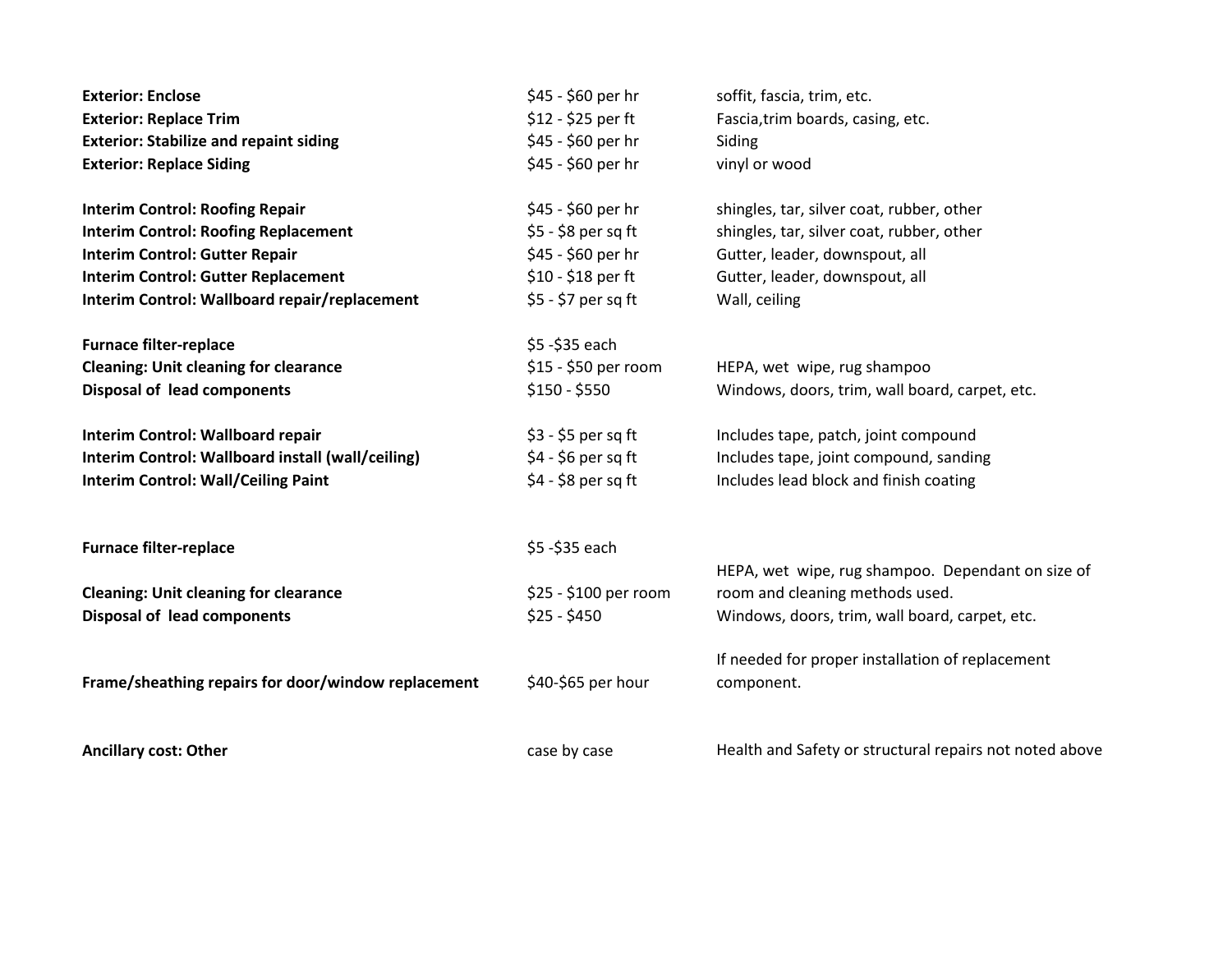| | | |
|---|---|---|
| **Exterior: Enclose** | \$45 - \$60 per hr | soffit, fascia, trim, etc. |
| **Exterior: Replace Trim** | \$12 - \$25 per ft | Fascia,trim boards, casing, etc. |
| **Exterior: Stabilize and repaint siding** | \$45 - \$60 per hr | Siding |
| **Exterior: Replace Siding** | \$45 - \$60 per hr | vinyl or wood |
| | | |
| **Interim Control: Roofing Repair** | \$45 - \$60 per hr | shingles, tar, silver coat, rubber, other |
| **Interim Control: Roofing Replacement** | \$5 - \$8 per sq ft | shingles, tar, silver coat, rubber, other |
| **Interim Control: Gutter Repair** | \$45 - \$60 per hr | Gutter, leader, downspout, all |
| **Interim Control: Gutter Replacement** | \$10 - \$18 per ft | Gutter, leader, downspout, all |
| **Interim Control: Wallboard repair/replacement** | \$5 - \$7 per sq ft | Wall, ceiling |
| | | |
| **Furnace filter-replace** | \$5 -\$35 each | |
| **Cleaning: Unit cleaning for clearance** | \$15 - \$50 per room | HEPA, wet wipe, rug shampoo |
| **Disposal of lead components** | \$150 - \$550 | Windows, doors, trim, wall board, carpet, etc. |
| | | |
| **Interim Control: Wallboard repair** | \$3 - \$5 per sq ft | Includes tape, patch, joint compound |
| **Interim Control: Wallboard install (wall/ceiling)** | \$4 - \$6 per sq ft | Includes tape, joint compound, sanding |
| **Interim Control: Wall/Ceiling Paint** | \$4 - \$8 per sq ft | Includes lead block and finish coating |
| | | |
| **Furnace filter-replace** | \$5 -\$35 each | |
| **Cleaning: Unit cleaning for clearance** | \$25 - \$100 per room | HEPA, wet wipe, rug shampoo. Dependant on size of room and cleaning methods used. |
| **Disposal of lead components** | \$25 - \$450 | Windows, doors, trim, wall board, carpet, etc. |
| | | |
| **Frame/sheathing repairs for door/window replacement** | \$40-\$65 per hour | If needed for proper installation of replacement component. |
| | | |
| **Ancillary cost: Other** | case by case | Health and Safety or structural repairs not noted above |